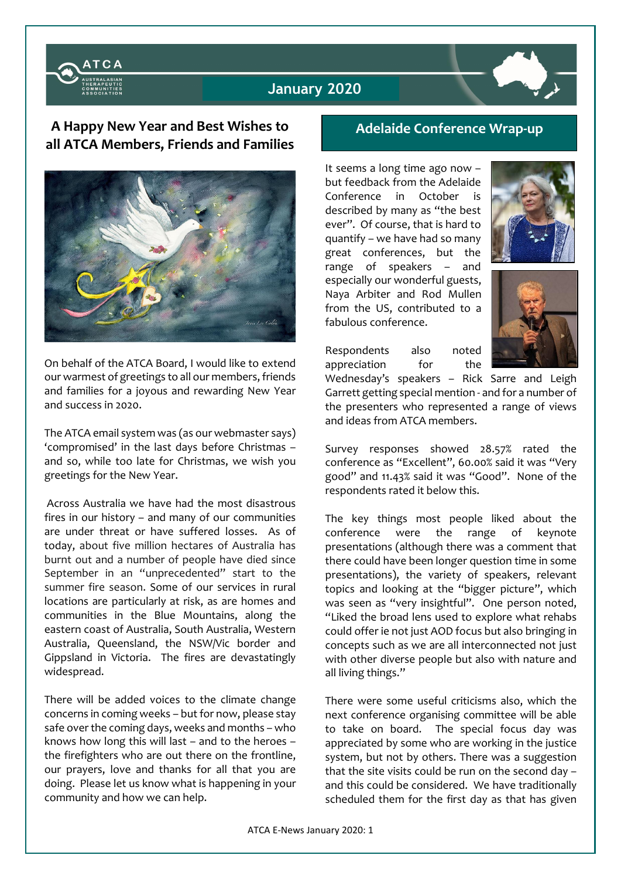ATCA

AUSTRALASIAN THERAPEUTIC COMMUNITIES ASSOCIATION

January 2020

## A Happy New Year and Best Wishes to all ATCA Members, Friends and Families

On behalf of the ATCA Board, I would like to extend our warmest of greetings to all our members, friends and families for a joyous and rewarding New Year and success in 2020.

The ATCA email system was (as our webmaster says) 'compromised' in the last days before Christmas – and so, while too late for Christmas, we wish you greetings for the New Year.

Across Australia we have had the most disastrous fires in our history – and many of our communities are under threat or have suffered losses. As of today, about five million hectares of Australia has burnt out and a number of people have died since September in an "unprecedented" start to the summer fire season. Some of our services in rural locations are particularly at risk, as are homes and communities in the Blue Mountains, along the eastern coast of Australia, South Australia, Western Australia, Queensland, the NSW/Vic border and Gippsland in Victoria. The fires are devastatingly widespread.

There will be added voices to the climate change concerns in coming weeks – but for now, please stay safe over the coming days, weeks and months – who knows how long this will last – and to the heroes – the firefighters who are out there on the frontline, our prayers, love and thanks for all that you are doing. Please let us know what is happening in your community and how we can help.

## Adelaide Conference Wrap-up

It seems a long time ago now – but feedback from the Adelaide Conference in October is described by many as "the best ever". Of course, that is hard to quantify – we have had so many great conferences, but the range of speakers – and especially our wonderful guests, Naya Arbiter and Rod Mullen from the US, contributed to a fabulous conference.

Respondents also noted appreciation for the Wednesday's speakers – Rick Sarre and Leigh Garrett getting special mention - and for a number of the presenters who represented a range of views and ideas from ATCA members.

Survey responses showed 28.57% rated the conference as "Excellent", 60.00% said it was "Very good" and 11.43% said it was "Good". None of the respondents rated it below this.

The key things most people liked about the conference were the range of keynote presentations (although there was a comment that there could have been longer question time in some presentations), the variety of speakers, relevant topics and looking at the "bigger picture", which was seen as "very insightful". One person noted, "Liked the broad lens used to explore what rehabs could offer ie not just AOD focus but also bringing in concepts such as we are all interconnected not just with other diverse people but also with nature and all living things."

There were some useful criticisms also, which the next conference organising committee will be able to take on board. The special focus day was appreciated by some who are working in the justice system, but not by others. There was a suggestion that the site visits could be run on the second day – and this could be considered. We have traditionally scheduled them for the first day as that has given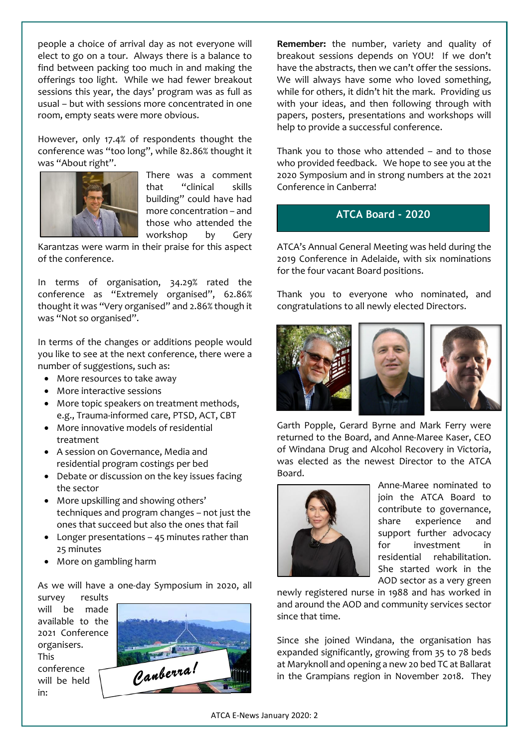people a choice of arrival day as not everyone will elect to go on a tour. Always there is a balance to find between packing too much in and making the offerings too light. While we had fewer breakout sessions this year, the days' program was as full as usual – but with sessions more concentrated in one room, empty seats were more obvious.

However, only 17.4% of respondents thought the conference was "too long", while 82.86% thought it was "About right".

There was a comment that "clinical skills building" could have had more concentration – and those who attended the workshop by Gery Karantzas were warm in their praise for this aspect of the conference.

In terms of organisation, 34.29% rated the conference as "Extremely organised", 62.86% thought it was "Very organised" and 2.86% though it was "Not so organised".

In terms of the changes or additions people would you like to see at the next conference, there were a number of suggestions, such as:

- More resources to take away
- More interactive sessions
- More topic speakers on treatment methods, e.g., Trauma-informed care, PTSD, ACT, CBT
- More innovative models of residential treatment
- A session on Governance, Media and residential program costings per bed
- Debate or discussion on the key issues facing the sector
- More upskilling and showing others' techniques and program changes – not just the ones that succeed but also the ones that fail
- Longer presentations – 45 minutes rather than 25 minutes
- More on gambling harm

As we will have a one-day Symposium in 2020, all survey results will be made available to the 2021 Conference organisers. This conference will be held in:

Canberra!

**Remember:** the number, variety and quality of breakout sessions depends on YOU! If we don't have the abstracts, then we can't offer the sessions. We will always have some who loved something, while for others, it didn't hit the mark. Providing us with your ideas, and then following through with papers, posters, presentations and workshops will help to provide a successful conference.

Thank you to those who attended – and to those who provided feedback. We hope to see you at the 2020 Symposium and in strong numbers at the 2021 Conference in Canberra!

## ATCA Board - 2020

ATCA's Annual General Meeting was held during the 2019 Conference in Adelaide, with six nominations for the four vacant Board positions.

Thank you to everyone who nominated, and congratulations to all newly elected Directors.

Garth Popple, Gerard Byrne and Mark Ferry were returned to the Board, and Anne-Maree Kaser, CEO of Windana Drug and Alcohol Recovery in Victoria, was elected as the newest Director to the ATCA Board.

Anne-Maree nominated to join the ATCA Board to contribute to governance, share experience and support further advocacy for investment in residential rehabilitation. She started work in the AOD sector as a very green newly registered nurse in 1988 and has worked in and around the AOD and community services sector since that time.

Since she joined Windana, the organisation has expanded significantly, growing from 35 to 78 beds at Maryknoll and opening a new 20 bed TC at Ballarat in the Grampians region in November 2018. They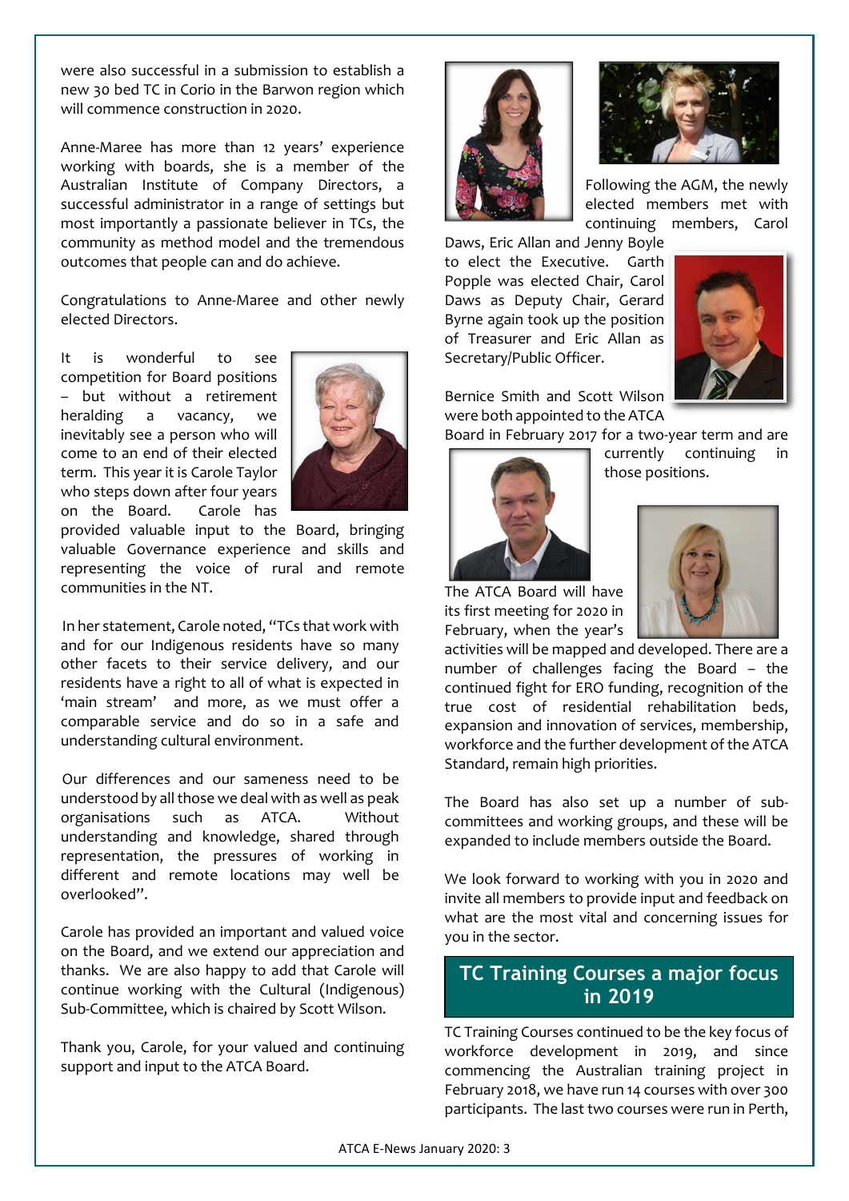were also successful in a submission to establish a new 30 bed TC in Corio in the Barwon region which will commence construction in 2020.

Anne-Maree has more than 12 years' experience working with boards, she is a member of the Australian Institute of Company Directors, a successful administrator in a range of settings but most importantly a passionate believer in TCs, the community as method model and the tremendous outcomes that people can and do achieve.

Congratulations to Anne-Maree and other newly elected Directors.

It is wonderful to see competition for Board positions – but without a retirement heralding a vacancy, we inevitably see a person who will come to an end of their elected term. This year it is Carole Taylor who steps down after four years on the Board. Carole has provided valuable input to the Board, bringing valuable Governance experience and skills and representing the voice of rural and remote communities in the NT.

In her statement, Carole noted, "TCs that work with and for our Indigenous residents have so many other facets to their service delivery, and our residents have a right to all of what is expected in 'main stream' and more, as we must offer a comparable service and do so in a safe and understanding cultural environment.

Our differences and our sameness need to be understood by all those we deal with as well as peak organisations such as ATCA. Without understanding and knowledge, shared through representation, the pressures of working in different and remote locations may well be overlooked".

Carole has provided an important and valued voice on the Board, and we extend our appreciation and thanks. We are also happy to add that Carole will continue working with the Cultural (Indigenous) Sub-Committee, which is chaired by Scott Wilson.

Thank you, Carole, for your valued and continuing support and input to the ATCA Board.

Following the AGM, the newly elected members met with continuing members, Carol Daws, Eric Allan and Jenny Boyle to elect the Executive. Garth Popple was elected Chair, Carol Daws as Deputy Chair, Gerard Byrne again took up the position of Treasurer and Eric Allan as Secretary/Public Officer.

Bernice Smith and Scott Wilson were both appointed to the ATCA Board in February 2017 for a two-year term and are currently continuing in those positions.

The ATCA Board will have its first meeting for 2020 in February, when the year's activities will be mapped and developed. There are a number of challenges facing the Board – the continued fight for ERO funding, recognition of the true cost of residential rehabilitation beds, expansion and innovation of services, membership, workforce and the further development of the ATCA Standard, remain high priorities.

The Board has also set up a number of sub-committees and working groups, and these will be expanded to include members outside the Board.

We look forward to working with you in 2020 and invite all members to provide input and feedback on what are the most vital and concerning issues for you in the sector.

## TC Training Courses a major focus in 2019

TC Training Courses continued to be the key focus of workforce development in 2019, and since commencing the Australian training project in February 2018, we have run 14 courses with over 300 participants. The last two courses were run in Perth,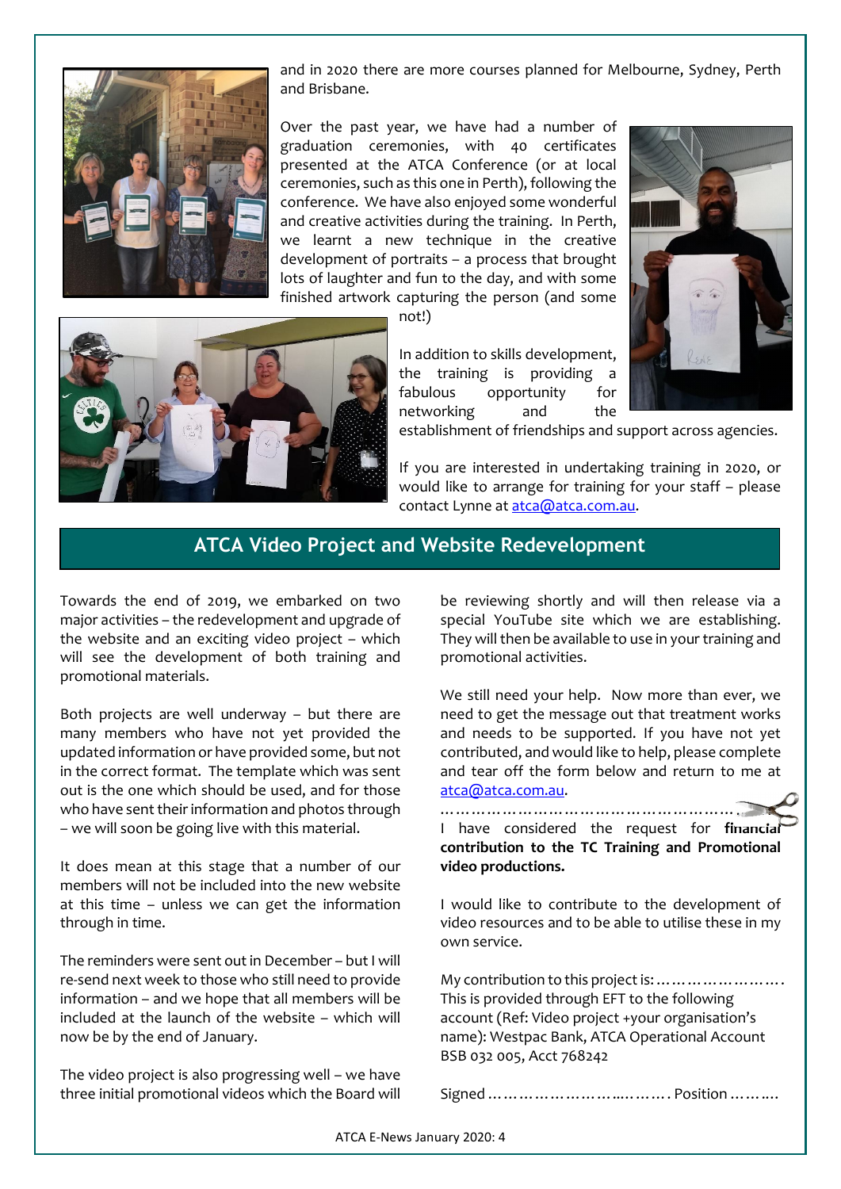and in 2020 there are more courses planned for Melbourne, Sydney, Perth and Brisbane.

Over the past year, we have had a number of graduation ceremonies, with 40 certificates presented at the ATCA Conference (or at local ceremonies, such as this one in Perth), following the conference. We have also enjoyed some wonderful and creative activities during the training. In Perth, we learnt a new technique in the creative development of portraits – a process that brought lots of laughter and fun to the day, and with some finished artwork capturing the person (and some not!)

In addition to skills development, the training is providing a fabulous opportunity for networking and the establishment of friendships and support across agencies.

If you are interested in undertaking training in 2020, or would like to arrange for training for your staff – please contact Lynne at atca@atca.com.au.

## ATCA Video Project and Website Redevelopment

Towards the end of 2019, we embarked on two major activities – the redevelopment and upgrade of the website and an exciting video project – which will see the development of both training and promotional materials.

Both projects are well underway – but there are many members who have not yet provided the updated information or have provided some, but not in the correct format. The template which was sent out is the one which should be used, and for those who have sent their information and photos through – we will soon be going live with this material.

It does mean at this stage that a number of our members will not be included into the new website at this time – unless we can get the information through in time.

The reminders were sent out in December – but I will re-send next week to those who still need to provide information – and we hope that all members will be included at the launch of the website – which will now be by the end of January.

The video project is also progressing well – we have three initial promotional videos which the Board will be reviewing shortly and will then release via a special YouTube site which we are establishing. They will then be available to use in your training and promotional activities.

We still need your help. Now more than ever, we need to get the message out that treatment works and needs to be supported. If you have not yet contributed, and would like to help, please complete and tear off the form below and return to me at atca@atca.com.au.

…………………………………………………………

I have considered the request for **financial contribution to the TC Training and Promotional video productions.**

I would like to contribute to the development of video resources and to be able to utilise these in my own service.

My contribution to this project is:……………………. This is provided through EFT to the following account (Ref: Video project +your organisation's name): Westpac Bank, ATCA Operational Account BSB 032 005, Acct 768242

Signed ……………………..………. Position ……….